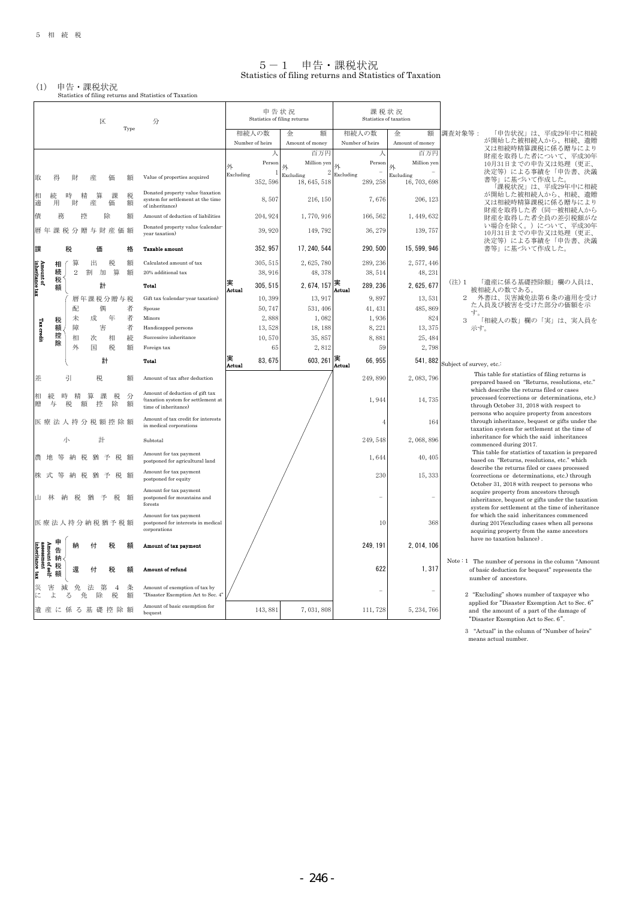5　相　続　税

# 5－1　申告・課税状況
Statistics of filing returns and Statistics of Taxation

## (1)　申告・課税状況
Statistics of filing returns and Statistics of Taxation

| 区分 | Type | 申告状況 Statistics of filing returns 相続人の数 Number of heirs | 申告状況 金額 Amount of money | 課税状況 Statistics of taxation 相続人の数 Number of heirs | 課税状況 金額 Amount of money |
|---|---|---|---|---|---|
| | | 人 Person | 百万円 Million yen | 人 Person | 百万円 Million yen |
| 取得財産価額 | Value of properties acquired | 外 Excluding 1 352,596 | 外 Excluding 2 18,645,518 | 外 Excluding － 289,258 | 外 Excluding － 16,703,698 |
| 相続時精算課税適用財産価額 | Donated property value (taxation system for settlement at the time of inheritance) | 8,507 | 216,150 | 7,676 | 206,123 |
| 債務控除額 | Amount of deduction of liabilities | 204,924 | 1,770,916 | 166,562 | 1,449,632 |
| 暦年課税分贈与財産価額 | Donated property value (calendar-year taxation) | 39,920 | 149,792 | 36,279 | 139,757 |
| **課税価格** | **Taxable amount** | 352,957 | 17,240,544 | 290,500 | 15,599,946 |
| 相続税額 Amount of inheritance tax：算出税額 | Calculated amount of tax | 305,515 | 2,625,780 | 289,236 | 2,577,446 |
| 相続税額：2割加算額 | 20% additional tax | 38,916 | 48,378 | 38,514 | 48,231 |
| 相続税額：**計** | **Total** | 実 Actual 305,515 | 2,674,157 | 実 Actual 289,236 | 2,625,677 |
| 税額控除 Tax credit：暦年課税分贈与税 | Gift tax (calendar-year taxation) | 10,399 | 13,917 | 9,897 | 13,531 |
| 税額控除：配偶者 | Spouse | 50,747 | 531,406 | 41,431 | 485,869 |
| 税額控除：未成年者 | Minors | 2,888 | 1,082 | 1,936 | 824 |
| 税額控除：障害者 | Handicapped persons | 13,528 | 18,188 | 8,221 | 13,375 |
| 税額控除：相次相続 | Successive inheritance | 10,570 | 35,857 | 8,881 | 25,484 |
| 税額控除：外国税額 | Foreign tax | 65 | 2,812 | 59 | 2,798 |
| 税額控除：**計** | **Total** | 実 Actual 83,675 | 603,261 | 実 Actual 66,955 | 541,882 |
| 差引税額 | Amount of tax after deduction | | | 249,890 | 2,083,796 |
| 相続時精算課税分贈与税額控除額 | Amount of deduction of gift tax (taxation system for settlement at time of inheritance) | | | 1,944 | 14,735 |
| 医療法人持分税額控除額 | Amount of tax credit for interests in medical corporations | | | 4 | 164 |
| 小計 | Subtotal | | | 249,548 | 2,068,896 |
| 農地等納税猶予税額 | Amount for tax payment postponed for agricultural land | | | 1,644 | 40,405 |
| 株式等納税猶予税額 | Amount for tax payment postponed for equity | | | 230 | 15,333 |
| 山林納税猶予税額 | Amount for tax payment postponed for mountains and forests | | | － | － |
| 医療法人持分納税猶予税額 | Amount for tax payment postponed for interests in medical corporations | | | 10 | 368 |
| 申告納税額 Amount of self-assessment inheritance tax：**納付税額** | **Amount of tax payment** | | | 249,191 | 2,014,106 |
| 申告納税額：**還付税額** | **Amount of refund** | | | 622 | 1,317 |
| 災害減免法第4条による免除税額 | Amount of exemption of tax by "Disaster Exemption Act to Sec. 4" | | | － | － |
| 遺産に係る基礎控除額 | Amount of basic exemption for bequest | 143,881 | 7,031,808 | 111,728 | 5,234,766 |

調査対象等：　「申告状況」は、平成29年中に相続が開始した被相続人から、相続、遺贈又は相続時精算課税に係る贈与により財産を取得した者について、平成30年10月31日までの申告又は処理（更正、決定等）による事績を「申告書、決議書等」に基づいて作成した。
　「課税状況」は、平成29年中に相続が開始した被相続人から、相続、遺贈又は相続時精算課税に係る贈与により財産を取得した者（同一被相続人から財産を取得した者全員の差引税額がない場合を除く。）について、平成30年10月31日までの申告又は処理（更正、決定等）による事績を「申告書、決議書等」に基づいて作成した。

（注）1　「遺産に係る基礎控除額」欄の人員は、被相続人の数である。
　　2　外書は、災害減免法第6条の適用を受けた人員及び被害を受けた部分の価額を示す。
　　3　「相続人の数」欄の「実」は、実人員を示す。

Subject of survey, etc.:
This table for statistics of filing returns is prepared based on "Returns, resolutions, etc." which describe the returns filed or cases processed (corrections or determinations, etc.) through October 31, 2018 with respect to persons who acquire property from ancestors through inheritance, bequest or gifts under the taxation system for settlement at the time of inheritance for which the said inheritances commenced during 2017.
This table for statistics of taxation is prepared based on "Returns, resolutions, etc." which describe the returns filed or cases processed (corrections or determinations, etc.) through October 31, 2018 with respect to persons who acquire property from ancestors through inheritance, bequest or gifts under the taxation system for settlement at the time of inheritance for which the said inheritances commenced during 2017(excluding cases when all persons acquiring property from the same ancestors have no taxation balance).

Note：1　The number of persons in the column "Amount of basic deduction for bequest" represents the number of ancestors.
　2　"Excluding" shows number of taxpayer who applied for "Disaster Exemption Act to Sec. 6" and the amount of a part of the damage of "Disaster Exemption Act to Sec. 6".
　3　"Actual" in the column of "Number of heirs" means actual number.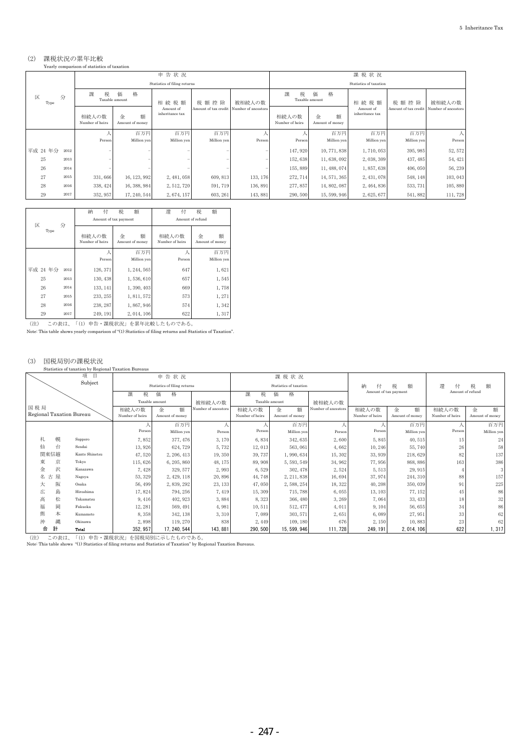### (2) 課税状況の累年比較

Yearly comparison of statistics of taxation

| 区分 Type | | 申告状況 Statistics of filing returns | | | | | 課税状況 Statistics of taxation | | | | |
|---|---|---|---|---|---|---|---|---|---|---|---|
| | | 課税価格 Taxable amount | | 相続税額 Amount of inheritance tax | 税額控除 Amount of tax credit | 被相続人の数 Number of ancestors | 課税価格 Taxable amount | | 相続税額 Amount of inheritance tax | 税額控除 Amount of tax credit | 被相続人の数 Number of ancestors |
| | | 相続人の数 Number of heirs | 金額 Amount of money | | | | 相続人の数 Number of heirs | 金額 Amount of money | | | |
| | | 人 Person | 百万円 Million yen | 百万円 Million yen | 百万円 Million yen | 人 Person | 人 Person | 百万円 Million yen | 百万円 Million yen | 百万円 Million yen | 人 Person |
| 平成 24 年分 | 2012 | – | – | – | – | – | 147, 920 | 10, 771, 838 | 1, 710, 053 | 395, 985 | 52, 572 |
| 25 | 2013 | – | – | – | – | – | 152, 638 | 11, 638, 092 | 2, 038, 309 | 437, 485 | 54, 421 |
| 26 | 2014 | – | – | – | – | – | 155, 889 | 11, 488, 074 | 1, 857, 638 | 406, 050 | 56, 239 |
| 27 | 2015 | 331, 666 | 16, 123, 992 | 2, 481, 058 | 609, 813 | 133, 176 | 272, 714 | 14, 571, 365 | 2, 431, 078 | 548, 148 | 103, 043 |
| 28 | 2016 | 338, 424 | 16, 388, 984 | 2, 512, 720 | 591, 719 | 136, 891 | 277, 857 | 14, 802, 087 | 2, 464, 836 | 533, 731 | 105, 880 |
| 29 | 2017 | 352, 957 | 17, 240, 544 | 2, 674, 157 | 603, 261 | 143, 881 | 290, 500 | 15, 599, 946 | 2, 625, 677 | 541, 882 | 111, 728 |

| 区分 Type | | 納付税額 Amount of tax payment | | 還付税額 Amount of refund | |
|---|---|---|---|---|---|
| | | 相続人の数 Number of heirs | 金額 Amount of money | 相続人の数 Number of heirs | 金額 Amount of money |
| | | 人 Person | 百万円 Million yen | 人 Person | 百万円 Million yen |
| 平成 24 年分 | 2012 | 126, 371 | 1, 244, 565 | 647 | 1, 621 |
| 25 | 2013 | 130, 438 | 1, 536, 610 | 657 | 1, 545 |
| 26 | 2014 | 133, 141 | 1, 390, 403 | 669 | 1, 758 |
| 27 | 2015 | 233, 255 | 1, 811, 572 | 573 | 1, 271 |
| 28 | 2016 | 238, 287 | 1, 867, 946 | 574 | 1, 342 |
| 29 | 2017 | 249, 191 | 2, 014, 106 | 622 | 1, 317 |

（注） この表は、「(1) 申告・課税状況」を累年比較したものである。

Note: This table shows yearly comparison of "(1) Statistics of filing returns and Statistics of Taxation".

### (3) 国税局別の課税状況

Statistics of taxation by Regional Taxation Bureaus

| 国税局 Regional Taxation Bureau | 項目 Subject | 申告状況 Statistics of filing returns | | | 課税状況 Statistics of taxation | | | 納付税額 Amount of tax payment | | 還付税額 Amount of refund | |
|---|---|---|---|---|---|---|---|---|---|---|---|
| | | 課税価格 Taxable amount | | 被相続人の数 Number of ancestors | 課税価格 Taxable amount | | 被相続人の数 Number of ancestors | | | | |
| | | 相続人の数 Number of heirs | 金額 Amount of money | | 相続人の数 Number of heirs | 金額 Amount of money | | 相続人の数 Number of heirs | 金額 Amount of money | 相続人の数 Number of heirs | 金額 Amount of money |
| | | 人 Person | 百万円 Million yen | 人 Person | 人 Person | 百万円 Million yen | 人 Person | 人 Person | 百万円 Million yen | 人 Person | 百万円 Million yen |
| 札幌 | Sapporo | 7, 852 | 377, 476 | 3, 170 | 6, 834 | 342, 635 | 2, 600 | 5, 845 | 40, 515 | 15 | 24 |
| 仙台 | Sendai | 13, 926 | 624, 729 | 5, 732 | 12, 013 | 563, 061 | 4, 662 | 10, 246 | 55, 740 | 26 | 58 |
| 関東信越 | Kanto Shinetsu | 47, 520 | 2, 206, 413 | 19, 350 | 39, 737 | 1, 990, 634 | 15, 302 | 33, 939 | 218, 629 | 82 | 137 |
| 東京 | Tokyo | 115, 626 | 6, 205, 860 | 48, 175 | 89, 908 | 5, 593, 549 | 34, 962 | 77, 956 | 868, 886 | 163 | 386 |
| 金沢 | Kanazawa | 7, 428 | 329, 577 | 2, 993 | 6, 529 | 302, 478 | 2, 524 | 5, 513 | 29, 915 | 4 | 3 |
| 名古屋 | Nagoya | 53, 329 | 2, 429, 118 | 20, 896 | 44, 748 | 2, 211, 838 | 16, 694 | 37, 974 | 244, 310 | 88 | 157 |
| 大阪 | Osaka | 56, 499 | 2, 839, 292 | 23, 133 | 47, 050 | 2, 588, 254 | 18, 322 | 40, 208 | 350, 039 | 91 | 225 |
| 広島 | Hiroshima | 17, 824 | 794, 256 | 7, 419 | 15, 309 | 715, 788 | 6, 055 | 13, 103 | 77, 152 | 45 | 86 |
| 高松 | Takamatsu | 9, 416 | 402, 923 | 3, 884 | 8, 323 | 366, 480 | 3, 269 | 7, 064 | 33, 433 | 18 | 32 |
| 福岡 | Fukuoka | 12, 281 | 569, 491 | 4, 981 | 10, 511 | 512, 477 | 4, 011 | 9, 104 | 56, 655 | 34 | 86 |
| 熊本 | Kumamoto | 8, 358 | 342, 138 | 3, 310 | 7, 089 | 303, 571 | 2, 651 | 6, 089 | 27, 951 | 33 | 62 |
| 沖縄 | Okinawa | 2, 898 | 119, 270 | 838 | 2, 449 | 109, 180 | 676 | 2, 150 | 10, 883 | 23 | 62 |
| 合計 | Total | 352, 957 | 17, 240, 544 | 143, 881 | 290, 500 | 15, 599, 946 | 111, 728 | 249, 191 | 2, 014, 106 | 622 | 1, 317 |

（注） この表は、「(1) 申告・課税状況」を国税局別に示したものである。

Note: This table shows "(1) Statistics of filing returns and Statistics of Taxation" by Regional Taxation Bureaus.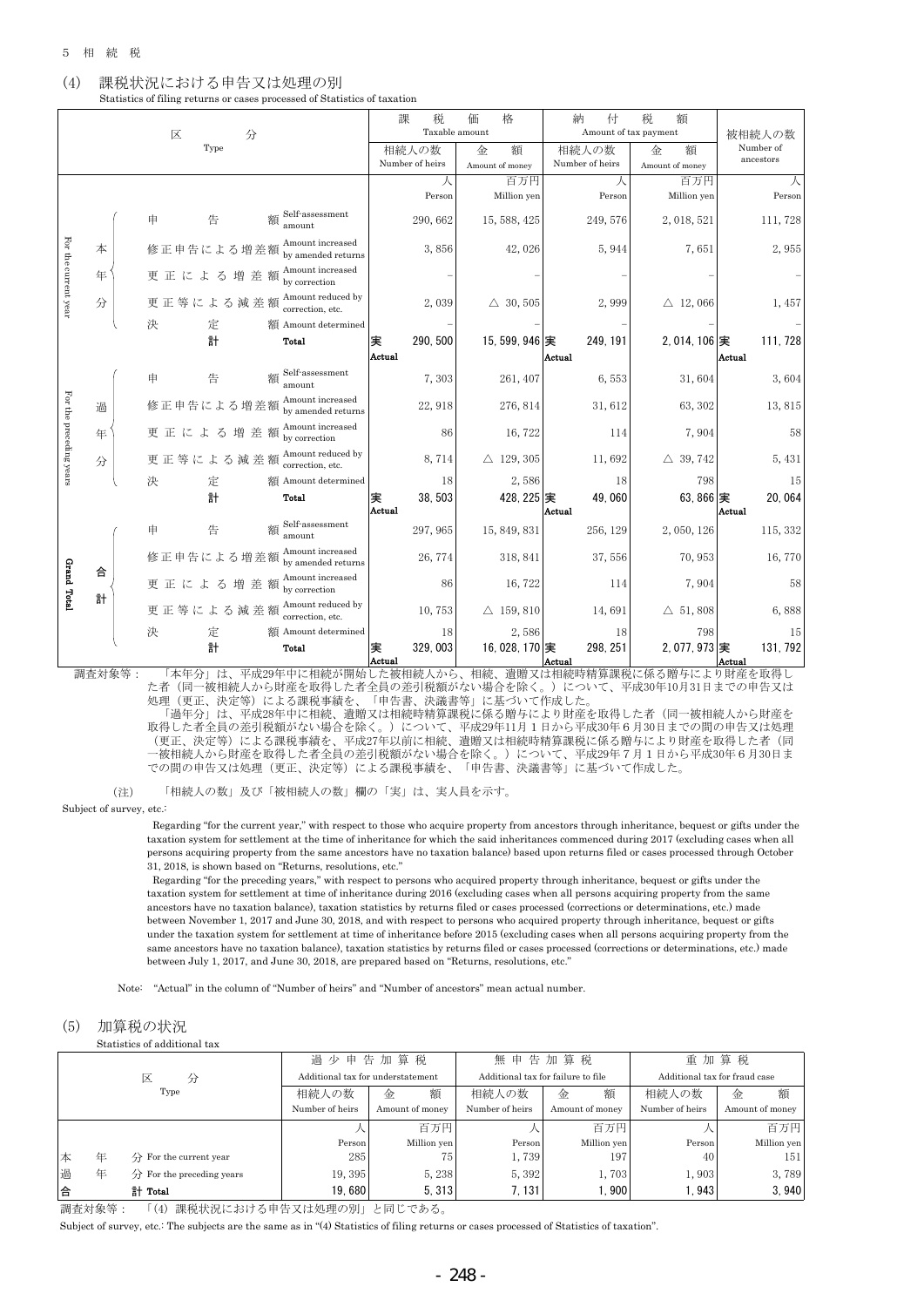5 相 続 税

## (4) 課税状況における申告又は処理の別

Statistics of filing returns or cases processed of Statistics of taxation

| 区分 Type | | | 課税価格 Taxable amount | | 納付税額 Amount of tax payment | | 被相続人の数 Number of ancestors |
|---|---|---|---|---|---|---|---|
| | | | 相続人の数 Number of heirs | 金額 Amount of money | 相続人の数 Number of heirs | 金額 Amount of money | |
| | | | 人 Person | 百万円 Million yen | 人 Person | 百万円 Million yen | 人 Person |
| 本年分 For the current year | 申告額 | Self-assessment amount | 290, 662 | 15, 588, 425 | 249, 576 | 2, 018, 521 | 111, 728 |
| | 修正申告による増差額 | Amount increased by amended returns | 3, 856 | 42, 026 | 5, 944 | 7, 651 | 2, 955 |
| | 更正による増差額 | Amount increased by correction | – | – | – | – | – |
| | 更正等による減差額 | Amount reduced by correction, etc. | 2, 039 | △ 30, 505 | 2, 999 | △ 12, 066 | 1, 457 |
| | 決定額 | Amount determined | – | – | – | – | – |
| | 計 | Total | 実 Actual 290, 500 | 15, 599, 946 | 実 Actual 249, 191 | 2, 014, 106 | 実 Actual 111, 728 |
| 過年分 For the preceding years | 申告額 | Self-assessment amount | 7, 303 | 261, 407 | 6, 553 | 31, 604 | 3, 604 |
| | 修正申告による増差額 | Amount increased by amended returns | 22, 918 | 276, 814 | 31, 612 | 63, 302 | 13, 815 |
| | 更正による増差額 | Amount increased by correction | 86 | 16, 722 | 114 | 7, 904 | 58 |
| | 更正等による減差額 | Amount reduced by correction, etc. | 8, 714 | △ 129, 305 | 11, 692 | △ 39, 742 | 5, 431 |
| | 決定額 | Amount determined | 18 | 2, 586 | 18 | 798 | 15 |
| | 計 | Total | 実 Actual 38, 503 | 428, 225 | 実 Actual 49, 060 | 63, 866 | 実 Actual 20, 064 |
| 合計 Grand Total | 申告額 | Self-assessment amount | 297, 965 | 15, 849, 831 | 256, 129 | 2, 050, 126 | 115, 332 |
| | 修正申告による増差額 | Amount increased by amended returns | 26, 774 | 318, 841 | 37, 556 | 70, 953 | 16, 770 |
| | 更正による増差額 | Amount increased by correction | 86 | 16, 722 | 114 | 7, 904 | 58 |
| | 更正等による減差額 | Amount reduced by correction, etc. | 10, 753 | △ 159, 810 | 14, 691 | △ 51, 808 | 6, 888 |
| | 決定額 | Amount determined | 18 | 2, 586 | 18 | 798 | 15 |
| | 計 | Total | 実 Actual 329, 003 | 16, 028, 170 | 実 Actual 298, 251 | 2, 077, 973 | 実 Actual 131, 792 |

調査対象等：　「本年分」は、平成29年中に相続が開始した被相続人から、相続、遺贈又は相続時精算課税に係る贈与により財産を取得した者（同一被相続人から財産を取得した者全員の差引税額がない場合を除く。）について、平成30年10月31日までの申告又は処理（更正、決定等）による課税事績を、「申告書、決議書等」に基づいて作成した。

「過年分」は、平成28年中に相続、遺贈又は相続時精算課税に係る贈与により財産を取得した者（同一被相続人から財産を取得した者全員の差引税額がない場合を除く。）について、平成29年11月1日から平成30年6月30日までの間の申告又は処理（更正、決定等）による課税事績を、平成27年以前に相続、遺贈又は相続時精算課税に係る贈与により財産を取得した者（同一被相続人から財産を取得した者全員の差引税額がない場合を除く。）について、平成29年7月1日から平成30年6月30日までの間の申告又は処理（更正、決定等）による課税事績を、「申告書、決議書等」に基づいて作成した。

（注）　「相続人の数」及び「被相続人の数」欄の「実」は、実人員を示す。

Subject of survey, etc.:

Regarding "for the current year," with respect to those who acquire property from ancestors through inheritance, bequest or gifts under the taxation system for settlement at the time of inheritance for which the said inheritances commenced during 2017 (excluding cases when all persons acquiring property from the same ancestors have no taxation balance) based upon returns filed or cases processed through October 31, 2018, is shown based on "Returns, resolutions, etc."

Regarding "for the preceding years," with respect to persons who acquired property through inheritance, bequest or gifts under the taxation system for settlement at time of inheritance during 2016 (excluding cases when all persons acquiring property from the same ancestors have no taxation balance), taxation statistics by returns filed or cases processed (corrections or determinations, etc.) made between November 1, 2017 and June 30, 2018, and with respect to persons who acquired property through inheritance, bequest or gifts under the taxation system for settlement at time of inheritance before 2015 (excluding cases when all persons acquiring property from the same ancestors have no taxation balance), taxation statistics by returns filed or cases processed (corrections or determinations, etc.) made between July 1, 2017, and June 30, 2018, are prepared based on "Returns, resolutions, etc."

Note: "Actual" in the column of "Number of heirs" and "Number of ancestors" mean actual number.

## (5) 加算税の状況

Statistics of additional tax

| 区分 Type | 過少申告加算税 Additional tax for understatement | | 無申告加算税 Additional tax for failure to file | | 重加算税 Additional tax for fraud case | |
|---|---|---|---|---|---|---|
| | 相続人の数 Number of heirs | 金額 Amount of money | 相続人の数 Number of heirs | 金額 Amount of money | 相続人の数 Number of heirs | 金額 Amount of money |
| | 人 Person | 百万円 Million yen | 人 Person | 百万円 Million yen | 人 Person | 百万円 Million yen |
| 本年分 For the current year | 285 | 75 | 1, 739 | 197 | 40 | 151 |
| 過年分 For the preceding years | 19, 395 | 5, 238 | 5, 392 | 1, 703 | 1, 903 | 3, 789 |
| 合計 Total | 19, 680 | 5, 313 | 7, 131 | 1, 900 | 1, 943 | 3, 940 |

調査対象等：　「(4) 課税状況における申告又は処理の別」と同じである。

Subject of survey, etc.: The subjects are the same as in "(4) Statistics of filing returns or cases processed of Statistics of taxation".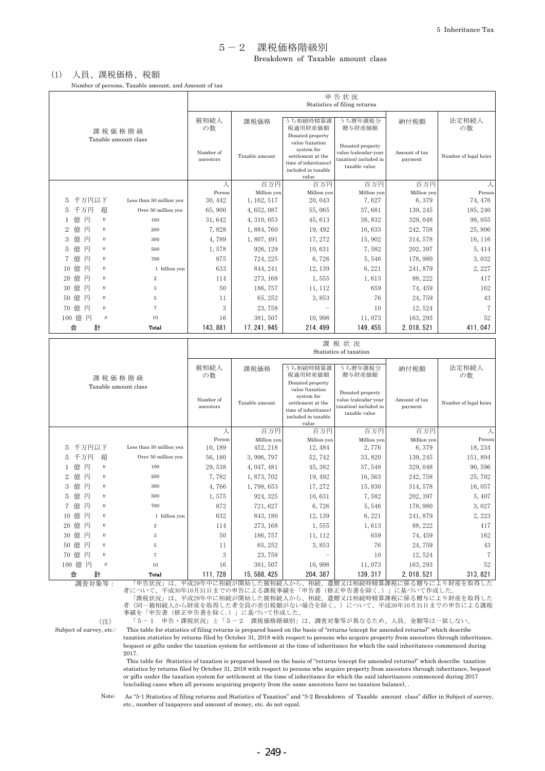# 5－2　課税価格階級別

Breakdown of Taxable amount class

## (1)　人員、課税価格、税額

Number of persons, Taxable amount, and Amount of tax

| 課税価格階級 Taxable amount class | | 申告状況 Statistics of filing returns | | | | | |
|---|---|---|---|---|---|---|---|
| | | 被相続人の数 Number of ancestors | 課税価格 Taxable amount | うち相続時精算課税適用財産価額 Donated property value (taxation system for settlement at the time of inheritance) included in taxable value | うち暦年課税分贈与財産価額 Donated property value (calendar-year taxation) included in taxable value | 納付税額 Amount of tax payment | 法定相続人の数 Number of legal heirs |
| | | 人 Person | 百万円 Million yen | 百万円 Million yen | 百万円 Million yen | 百万円 Million yen | 人 Person |
| 5 千万円以下 | Less than 50 million yen | 30,442 | 1,162,517 | 20,043 | 7,627 | 6,379 | 74,476 |
| 5 千万円 超 | Over 50 million yen | 65,900 | 4,652,087 | 55,065 | 37,681 | 139,245 | 185,240 |
| 1 億 円 〃 | 100 | 31,642 | 4,310,053 | 45,613 | 38,832 | 329,048 | 98,055 |
| 2 億 円 〃 | 200 | 7,828 | 1,884,760 | 19,492 | 16,633 | 242,758 | 25,806 |
| 3 億 円 〃 | 300 | 4,789 | 1,807,491 | 17,272 | 15,902 | 314,578 | 16,116 |
| 5 億 円 〃 | 500 | 1,578 | 926,129 | 10,631 | 7,582 | 202,397 | 5,414 |
| 7 億 円 〃 | 700 | 875 | 724,225 | 6,726 | 5,546 | 178,980 | 3,032 |
| 10 億 円 〃 | 1 billion yen | 633 | 844,241 | 12,139 | 6,221 | 241,879 | 2,227 |
| 20 億 円 〃 | 2 | 114 | 273,168 | 1,555 | 1,613 | 88,222 | 417 |
| 30 億 円 〃 | 3 | 50 | 186,757 | 11,112 | 659 | 74,459 | 162 |
| 50 億 円 〃 | 5 | 11 | 65,252 | 3,853 | 76 | 24,759 | 43 |
| 70 億 円 〃 | 7 | 3 | 23,758 | － | 10 | 12,524 | 7 |
| 100 億 円 〃 | 10 | 16 | 381,507 | 10,998 | 11,073 | 163,293 | 52 |
| 合　計 | Total | 143,881 | 17,241,945 | 214,499 | 149,455 | 2,018,521 | 411,047 |

| 課税価格階級 Taxable amount class | | 課税状況 Statistics of taxation | | | | | |
|---|---|---|---|---|---|---|---|
| | | 被相続人の数 Number of ancestors | 課税価格 Taxable amount | うち相続時精算課税適用財産価額 Donated property value (taxation system for settlement at the time of inheritance) included in taxable value | うち暦年課税分贈与財産価額 Donated property value (calendar-year taxation) included in taxable value | 納付税額 Amount of tax payment | 法定相続人の数 Number of legal heirs |
| | | 人 Person | 百万円 Million yen | 百万円 Million yen | 百万円 Million yen | 百万円 Million yen | 人 Person |
| 5 千万円以下 | Less than 50 million yen | 10,189 | 452,218 | 12,484 | 2,776 | 6,379 | 18,234 |
| 5 千万円 超 | Over 50 million yen | 56,180 | 3,996,797 | 52,742 | 33,820 | 139,245 | 151,894 |
| 1 億 円 〃 | 100 | 29,538 | 4,047,481 | 45,382 | 37,548 | 329,048 | 90,596 |
| 2 億 円 〃 | 200 | 7,782 | 1,873,702 | 19,492 | 16,563 | 242,758 | 25,702 |
| 3 億 円 〃 | 300 | 4,766 | 1,798,653 | 17,272 | 15,830 | 314,578 | 16,057 |
| 5 億 円 〃 | 500 | 1,575 | 924,325 | 10,631 | 7,582 | 202,397 | 5,407 |
| 7 億 円 〃 | 700 | 872 | 721,627 | 6,726 | 5,546 | 178,980 | 3,027 |
| 10 億 円 〃 | 1 billion yen | 632 | 843,180 | 12,139 | 6,221 | 241,879 | 2,223 |
| 20 億 円 〃 | 2 | 114 | 273,168 | 1,555 | 1,613 | 88,222 | 417 |
| 30 億 円 〃 | 3 | 50 | 186,757 | 11,112 | 659 | 74,459 | 162 |
| 50 億 円 〃 | 5 | 11 | 65,252 | 3,853 | 76 | 24,759 | 43 |
| 70 億 円 〃 | 7 | 3 | 23,758 | － | 10 | 12,524 | 7 |
| 100 億 円 〃 | 10 | 16 | 381,507 | 10,998 | 11,073 | 163,293 | 52 |
| 合　計 | Total | 111,728 | 15,588,425 | 204,387 | 139,317 | 2,018,521 | 313,821 |

調査対象等：　「申告状況」は、平成29年中に相続が開始した被相続人から、相続、遺贈又は相続時精算課税に係る贈与により財産を取得した者について、平成30年10月31日までの申告による課税事績を「申告書（修正申告書を除く。）」に基づいて作成した。
「課税状況」は、平成29年中に相続が開始した被相続人から、相続、遺贈又は相続時精算課税に係る贈与により財産を取得した者（同一被相続人から財産を取得した者全員の差引税額がない場合を除く。）について、平成30年10月31日までの申告による課税事績を「申告書（修正申告書を除く。）」に基づいて作成した。

（注）　「5－1　申告・課税状況」と「5－2　課税価格階級別」は、調査対象等が異なるため、人員、金額等は一致しない。

Subject of survey, etc.:　This table for statistics of filing returns is prepared based on the basis of "returns (except for amended returns)" which describe taxation statistics by returns filed by October 31, 2018 with respect to persons who acquire property from ancestors through inheritance, bequest or gifts under the taxation system for settlement at the time of inheritance for which the said inheritances commenced during 2017.
This table for Statistics of taxation is prepared based on the basis of "returns (except for amended returns)" which describe taxation statistics by returns filed by October 31, 2018 with respect to persons who acquire property from ancestors through inheritance, bequest or gifts under the taxation system for settlement at the time of inheritance for which the said inheritances commenced during 2017 (excluding cases when all persons acquiring property from the same ancestors have no taxation balance), .

Note:　As "5-1 Statistics of filing returns and Statistics of Taxation" and "5-2 Breakdown of Taxable amount class" differ in Subject of survey, etc., number of taxpayers and amount of money, etc. do not equal.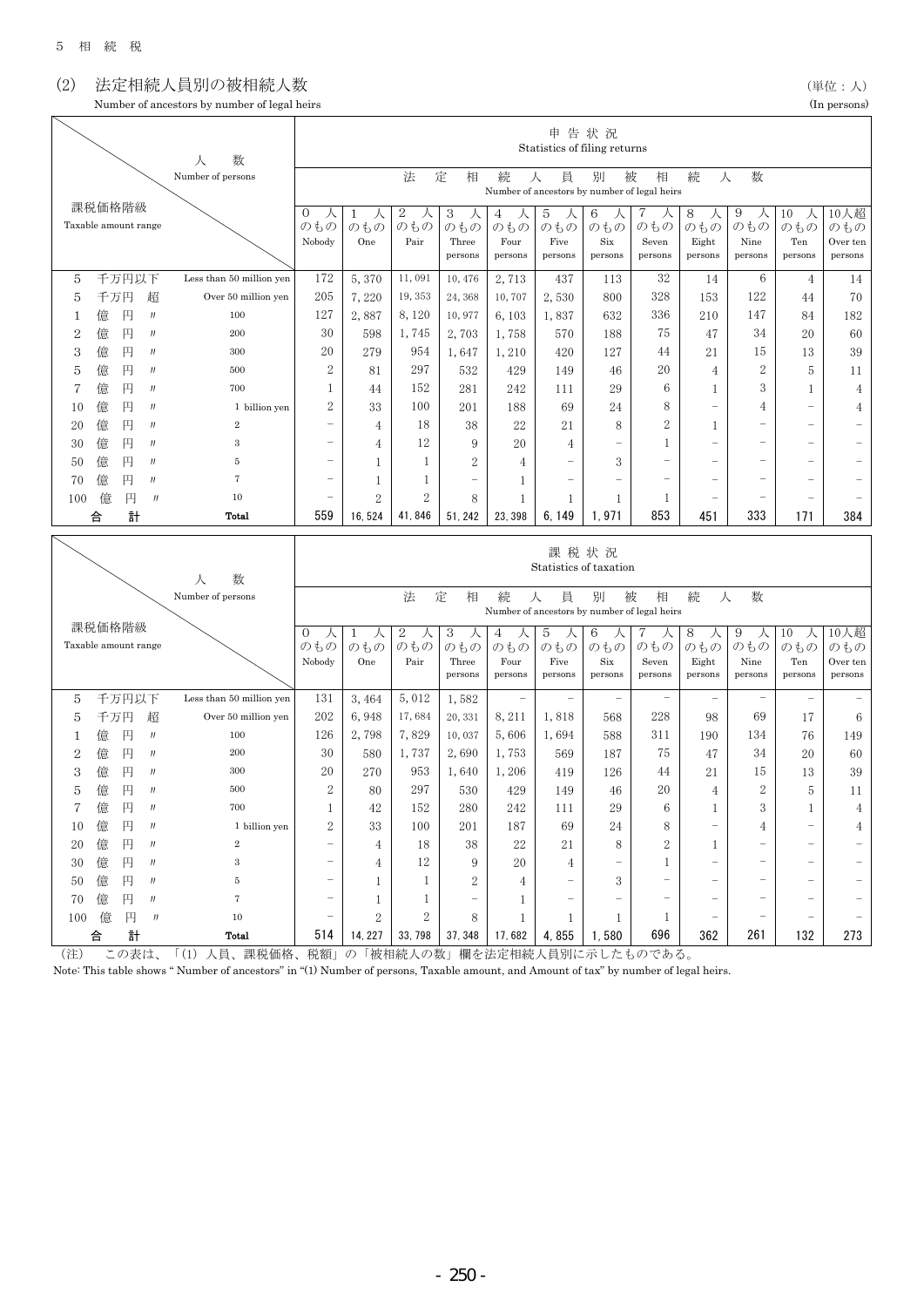5 相続税

## (2) 法定相続人員別の被相続人数

Number of ancestors by number of legal heirs

（単位：人）
(In persons)

| 課税価格階級 Taxable amount range | | 申告状況 Statistics of filing returns 法定相続人員別被相続人数 Number of ancestors by number of legal heirs | | | | | | | | | | | |
|---|---|---|---|---|---|---|---|---|---|---|---|---|---|
| | | 0人のもの Nobody | 1人のもの One | 2人のもの Pair | 3人のもの Three persons | 4人のもの Four persons | 5人のもの Five persons | 6人のもの Six persons | 7人のもの Seven persons | 8人のもの Eight persons | 9人のもの Nine persons | 10人のもの Ten persons | 10人超のもの Over ten persons |
| 5千万円以下 | Less than 50 million yen | 172 | 5,370 | 11,091 | 10,476 | 2,713 | 437 | 113 | 32 | 14 | 6 | 4 | 14 |
| 5千万円超 | Over 50 million yen | 205 | 7,220 | 19,353 | 24,368 | 10,707 | 2,530 | 800 | 328 | 153 | 122 | 44 | 70 |
| 1億円〃 | 100 | 127 | 2,887 | 8,120 | 10,977 | 6,103 | 1,837 | 632 | 336 | 210 | 147 | 84 | 182 |
| 2億円〃 | 200 | 30 | 598 | 1,745 | 2,703 | 1,758 | 570 | 188 | 75 | 47 | 34 | 20 | 60 |
| 3億円〃 | 300 | 20 | 279 | 954 | 1,647 | 1,210 | 420 | 127 | 44 | 21 | 15 | 13 | 39 |
| 5億円〃 | 500 | 2 | 81 | 297 | 532 | 429 | 149 | 46 | 20 | 4 | 2 | 5 | 11 |
| 7億円〃 | 700 | 1 | 44 | 152 | 281 | 242 | 111 | 29 | 6 | 1 | 3 | 1 | 4 |
| 10億円〃 | 1 billion yen | 2 | 33 | 100 | 201 | 188 | 69 | 24 | 8 | − | 4 | − | 4 |
| 20億円〃 | 2 | − | 4 | 18 | 38 | 22 | 21 | 8 | 2 | 1 | − | − | − |
| 30億円〃 | 3 | − | 4 | 12 | 9 | 20 | 4 | − | 1 | − | − | − | − |
| 50億円〃 | 5 | − | 1 | 1 | 2 | 4 | − | 3 | − | − | − | − | − |
| 70億円〃 | 7 | − | 1 | 1 | − | 1 | − | − | − | − | − | − | − |
| 100億円〃 | 10 | − | 2 | 2 | 8 | 1 | 1 | 1 | 1 | − | − | − | − |
| **合計** | **Total** | 559 | 16,524 | 41,846 | 51,242 | 23,398 | 6,149 | 1,971 | 853 | 451 | 333 | 171 | 384 |

| 課税価格階級 Taxable amount range | | 課税状況 Statistics of taxation 法定相続人員別被相続人数 Number of ancestors by number of legal heirs | | | | | | | | | | | |
|---|---|---|---|---|---|---|---|---|---|---|---|---|---|
| | | 0人のもの Nobody | 1人のもの One | 2人のもの Pair | 3人のもの Three persons | 4人のもの Four persons | 5人のもの Five persons | 6人のもの Six persons | 7人のもの Seven persons | 8人のもの Eight persons | 9人のもの Nine persons | 10人のもの Ten persons | 10人超のもの Over ten persons |
| 5千万円以下 | Less than 50 million yen | 131 | 3,464 | 5,012 | 1,582 | − | − | − | − | − | − | − | − |
| 5千万円超 | Over 50 million yen | 202 | 6,948 | 17,684 | 20,331 | 8,211 | 1,818 | 568 | 228 | 98 | 69 | 17 | 6 |
| 1億円〃 | 100 | 126 | 2,798 | 7,829 | 10,037 | 5,606 | 1,694 | 588 | 311 | 190 | 134 | 76 | 149 |
| 2億円〃 | 200 | 30 | 580 | 1,737 | 2,690 | 1,753 | 569 | 187 | 75 | 47 | 34 | 20 | 60 |
| 3億円〃 | 300 | 20 | 270 | 953 | 1,640 | 1,206 | 419 | 126 | 44 | 21 | 15 | 13 | 39 |
| 5億円〃 | 500 | 2 | 80 | 297 | 530 | 429 | 149 | 46 | 20 | 4 | 2 | 5 | 11 |
| 7億円〃 | 700 | 1 | 42 | 152 | 280 | 242 | 111 | 29 | 6 | 1 | 3 | 1 | 4 |
| 10億円〃 | 1 billion yen | 2 | 33 | 100 | 201 | 187 | 69 | 24 | 8 | − | 4 | − | 4 |
| 20億円〃 | 2 | − | 4 | 18 | 38 | 22 | 21 | 8 | 2 | 1 | − | − | − |
| 30億円〃 | 3 | − | 4 | 12 | 9 | 20 | 4 | − | 1 | − | − | − | − |
| 50億円〃 | 5 | − | 1 | 1 | 2 | 4 | − | 3 | − | − | − | − | − |
| 70億円〃 | 7 | − | 1 | 1 | − | 1 | − | − | − | − | − | − | − |
| 100億円〃 | 10 | − | 2 | 2 | 8 | 1 | 1 | 1 | 1 | − | − | − | − |
| **合計** | **Total** | 514 | 14,227 | 33,798 | 37,348 | 17,682 | 4,855 | 1,580 | 696 | 362 | 261 | 132 | 273 |

（注） この表は、「(1) 人員、課税価格、税額」の「被相続人の数」欄を法定相続人員別に示したものである。

Note: This table shows " Number of ancestors" in "(1) Number of persons, Taxable amount, and Amount of tax" by number of legal heirs.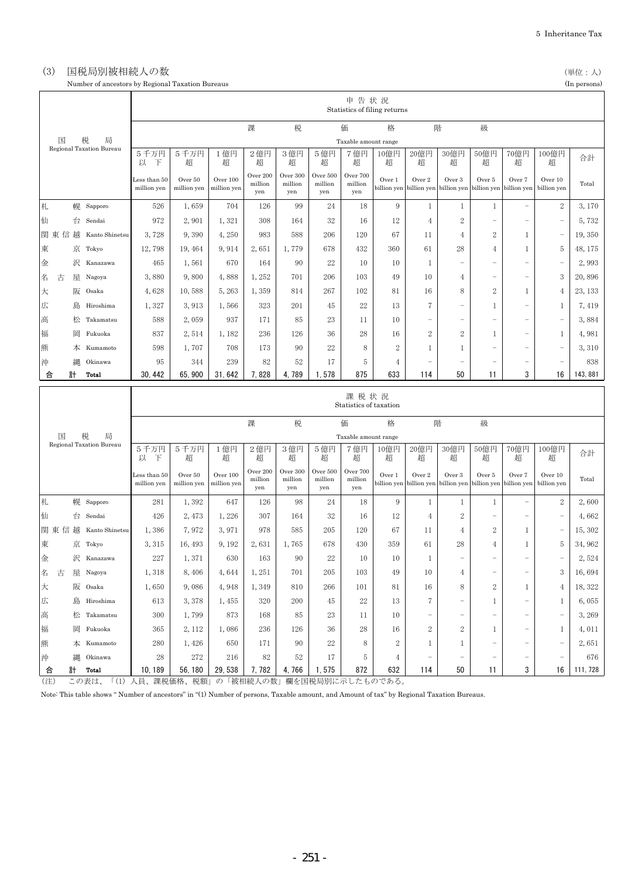## (3) 国税局別被相続人の数

Number of ancestors by Regional Taxation Bureaus

(単位：人)
(In persons)

| 国税局 Regional Taxation Bureau | 申告状況 Statistics of filing returns | | | | | | | | | | | | | |
|---|---|---|---|---|---|---|---|---|---|---|---|---|---|---|
| | 課税価格階級 Taxable amount range | | | | | | | | | | | | | 合計 Total |
| | 5千万円以下 Less than 50 million yen | 5千万円超 Over 50 million yen | 1億円超 Over 100 million yen | 2億円超 Over 200 million yen | 3億円超 Over 300 million yen | 5億円超 Over 500 million yen | 7億円超 Over 700 million yen | 10億円超 Over 1 billion yen | 20億円超 Over 2 billion yen | 30億円超 Over 3 billion yen | 50億円超 Over 5 billion yen | 70億円超 Over 7 billion yen | 100億円超 Over 10 billion yen | |
| 札幌 Sapporo | 526 | 1, 659 | 704 | 126 | 99 | 24 | 18 | 9 | 1 | 1 | 1 | − | 2 | 3, 170 |
| 仙台 Sendai | 972 | 2, 901 | 1, 321 | 308 | 164 | 32 | 16 | 12 | 4 | 2 | − | − | − | 5, 732 |
| 関東信越 Kanto Shinetsu | 3, 728 | 9, 390 | 4, 250 | 983 | 588 | 206 | 120 | 67 | 11 | 4 | 2 | 1 | − | 19, 350 |
| 東京 Tokyo | 12, 798 | 19, 464 | 9, 914 | 2, 651 | 1, 779 | 678 | 432 | 360 | 61 | 28 | 4 | 1 | 5 | 48, 175 |
| 金沢 Kanazawa | 465 | 1, 561 | 670 | 164 | 90 | 22 | 10 | 10 | 1 | − | − | − | − | 2, 993 |
| 名古屋 Nagoya | 3, 880 | 9, 800 | 4, 888 | 1, 252 | 701 | 206 | 103 | 49 | 10 | 4 | − | − | 3 | 20, 896 |
| 大阪 Osaka | 4, 628 | 10, 588 | 5, 263 | 1, 359 | 814 | 267 | 102 | 81 | 16 | 8 | 2 | 1 | 4 | 23, 133 |
| 広島 Hiroshima | 1, 327 | 3, 913 | 1, 566 | 323 | 201 | 45 | 22 | 13 | 7 | − | 1 | − | 1 | 7, 419 |
| 高松 Takamatsu | 588 | 2, 059 | 937 | 171 | 85 | 23 | 11 | 10 | − | − | − | − | − | 3, 884 |
| 福岡 Fukuoka | 837 | 2, 514 | 1, 182 | 236 | 126 | 36 | 28 | 16 | 2 | 2 | 1 | − | 1 | 4, 981 |
| 熊本 Kumamoto | 598 | 1, 707 | 708 | 173 | 90 | 22 | 8 | 2 | 1 | 1 | − | − | − | 3, 310 |
| 沖縄 Okinawa | 95 | 344 | 239 | 82 | 52 | 17 | 5 | 4 | − | − | − | − | − | 838 |
| **合計 Total** | **30, 442** | **65, 900** | **31, 642** | **7, 828** | **4, 789** | **1, 578** | **875** | **633** | **114** | **50** | **11** | **3** | **16** | **143, 881** |

| 国税局 Regional Taxation Bureau | 課税状況 Statistics of taxation | | | | | | | | | | | | | |
|---|---|---|---|---|---|---|---|---|---|---|---|---|---|---|
| | 課税価格階級 Taxable amount range | | | | | | | | | | | | | 合計 Total |
| | 5千万円以下 Less than 50 million yen | 5千万円超 Over 50 million yen | 1億円超 Over 100 million yen | 2億円超 Over 200 million yen | 3億円超 Over 300 million yen | 5億円超 Over 500 million yen | 7億円超 Over 700 million yen | 10億円超 Over 1 billion yen | 20億円超 Over 2 billion yen | 30億円超 Over 3 billion yen | 50億円超 Over 5 billion yen | 70億円超 Over 7 billion yen | 100億円超 Over 10 billion yen | |
| 札幌 Sapporo | 281 | 1, 392 | 647 | 126 | 98 | 24 | 18 | 9 | 1 | 1 | 1 | − | 2 | 2, 600 |
| 仙台 Sendai | 426 | 2, 473 | 1, 226 | 307 | 164 | 32 | 16 | 12 | 4 | 2 | − | − | − | 4, 662 |
| 関東信越 Kanto Shinetsu | 1, 386 | 7, 972 | 3, 971 | 978 | 585 | 205 | 120 | 67 | 11 | 4 | 2 | 1 | − | 15, 302 |
| 東京 Tokyo | 3, 315 | 16, 493 | 9, 192 | 2, 631 | 1, 765 | 678 | 430 | 359 | 61 | 28 | 4 | 1 | 5 | 34, 962 |
| 金沢 Kanazawa | 227 | 1, 371 | 630 | 163 | 90 | 22 | 10 | 10 | 1 | − | − | − | − | 2, 524 |
| 名古屋 Nagoya | 1, 318 | 8, 406 | 4, 644 | 1, 251 | 701 | 205 | 103 | 49 | 10 | 4 | − | − | 3 | 16, 694 |
| 大阪 Osaka | 1, 650 | 9, 086 | 4, 948 | 1, 349 | 810 | 266 | 101 | 81 | 16 | 8 | 2 | 1 | 4 | 18, 322 |
| 広島 Hiroshima | 613 | 3, 378 | 1, 455 | 320 | 200 | 45 | 22 | 13 | 7 | − | 1 | − | 1 | 6, 055 |
| 高松 Takamatsu | 300 | 1, 799 | 873 | 168 | 85 | 23 | 11 | 10 | − | − | − | − | − | 3, 269 |
| 福岡 Fukuoka | 365 | 2, 112 | 1, 086 | 236 | 126 | 36 | 28 | 16 | 2 | 2 | 1 | − | 1 | 4, 011 |
| 熊本 Kumamoto | 280 | 1, 426 | 650 | 171 | 90 | 22 | 8 | 2 | 1 | 1 | − | − | − | 2, 651 |
| 沖縄 Okinawa | 28 | 272 | 216 | 82 | 52 | 17 | 5 | 4 | − | − | − | − | − | 676 |
| **合計 Total** | **10, 189** | **56, 180** | **29, 538** | **7, 782** | **4, 766** | **1, 575** | **872** | **632** | **114** | **50** | **11** | **3** | **16** | **111, 728** |

(注) この表は、「(1) 人員、課税価格、税額」の「被相続人の数」欄を国税局別に示したものである。

Note: This table shows " Number of ancestors" in "(1) Number of persons, Taxable amount, and Amount of tax" by Regional Taxation Bureaus.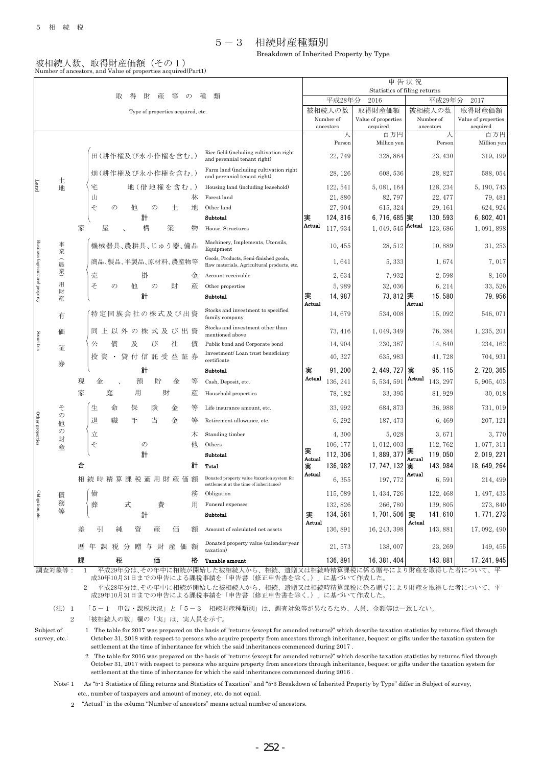# 5－3　相続財産種類別

Breakdown of Inherited Property by Type

## 被相続人数、取得財産価額（その１）

Number of ancestors, and Value of properties acquired(Part1)

| 取得財産等の種類 | | | Type of properties acquired, etc. | 平成28年分 2016 被相続人の数 Number of ancestors | 平成28年分 2016 取得財産価額 Value of properties acquired | 平成29年分 2017 被相続人の数 Number of ancestors | 平成29年分 2017 取得財産価額 Value of properties acquired |
|---|---|---|---|---|---|---|---|
| | | | | 人 Person | 百万円 Million yen | 人 Person | 百万円 Million yen |
| Land | 土地 | 田（耕作権及び永小作権を含む。） | Rice field (including cultivation right and perennial tenant right) | 22,749 | 328,864 | 23,430 | 319,199 |
| | | 畑（耕作権及び永小作権を含む。） | Farm land (including cultivation right and perennial tenant right) | 28,126 | 608,536 | 28,827 | 588,054 |
| | | 宅地（借地権を含む。） | Housing land (including leasehold) | 122,541 | 5,081,164 | 128,234 | 5,190,743 |
| | | 山林 | Forest land | 21,880 | 82,797 | 22,477 | 79,481 |
| | | その他の土地 | Other land | 27,904 | 615,324 | 29,161 | 624,924 |
| | | 計 | Subtotal | 実 Actual 124,816 | 6,716,685 | 実 Actual 130,593 | 6,802,401 |
| | 家屋、構築物 | | House, Structures | 117,934 | 1,049,545 | 123,686 | 1,091,898 |
| Business (agricultural) property | 事業（農業）用財産 | 機械器具、農耕具、じゅう器、備品 | Machinery, Implements, Utensils, Equipment | 10,455 | 28,512 | 10,889 | 31,253 |
| | | 商品、製品、半製品、原材料、農産物等 | Goods, Products, Semi-finished goods, Raw materials, Agricultural products, etc. | 1,641 | 5,333 | 1,674 | 7,017 |
| | | 売掛金 | Account receivable | 2,634 | 7,932 | 2,598 | 8,160 |
| | | その他の財産 | Other properties | 5,989 | 32,036 | 6,214 | 33,526 |
| | | 計 | Subtotal | 実 Actual 14,987 | 73,812 | 実 Actual 15,580 | 79,956 |
| Securities | 有価証券 | 特定同族会社の株式及び出資 | Stocks and investment to specified family company | 14,679 | 534,008 | 15,092 | 546,071 |
| | | 同上以外の株式及び出資 | Stocks and investment other than mentioned above | 73,416 | 1,049,349 | 76,384 | 1,235,201 |
| | | 公債及び社債 | Public bond and Corporate bond | 14,904 | 230,387 | 14,840 | 234,162 |
| | | 投資・貸付信託受益証券 | Investment/ Loan trust beneficiary certificate | 40,327 | 635,983 | 41,728 | 704,931 |
| | | 計 | Subtotal | 実 Actual 91,200 | 2,449,727 | 実 Actual 95,115 | 2,720,365 |
| | 現金、預貯金等 | | Cash, Deposit, etc. | 136,241 | 5,534,591 | 143,297 | 5,905,403 |
| | 家庭用財産 | | Household properties | 78,182 | 33,395 | 81,929 | 30,018 |
| Other properties | その他の財産 | 生命保険金等 | Life insurance amount, etc. | 33,992 | 684,873 | 36,988 | 731,019 |
| | | 退職手当金等 | Retirement allowance, etc. | 6,292 | 187,473 | 6,469 | 207,121 |
| | | 立木 | Standing timber | 4,300 | 5,028 | 3,671 | 3,770 |
| | | その他 | Others | 106,177 | 1,012,003 | 112,762 | 1,077,311 |
| | | 計 | Subtotal | 実 Actual 112,306 | 1,889,377 | 実 Actual 119,050 | 2,019,221 |
| | 合計 | | Total | 実 Actual 136,982 | 17,747,132 | 実 Actual 143,984 | 18,649,264 |
| | 相続時精算課税適用財産価額 | | Donated property value (taxation system for settlement at the time of inheritance) | 6,355 | 197,772 | 6,591 | 214,499 |
| Obligation, etc. | 債務等 | 債務 | Obligation | 115,089 | 1,434,726 | 122,468 | 1,497,433 |
| | | 葬式費用 | Funeral expenses | 132,826 | 266,780 | 139,805 | 273,840 |
| | | 計 | Subtotal | 実 Actual 134,561 | 1,701,506 | 実 Actual 141,610 | 1,771,273 |
| | 差引純資産価額 | | Amount of calculated net assets | 136,891 | 16,243,398 | 143,881 | 17,092,490 |
| | 暦年課税分贈与財産価額 | | Donated property value (calendar-year taxation) | 21,573 | 138,007 | 23,269 | 149,455 |
| | 課税価格 | | Taxable amount | 136,891 | 16,381,404 | 143,881 | 17,241,945 |

調査対象等：
1　平成29年分は、その年中に相続が開始した被相続人から、相続、遺贈又は相続時精算課税に係る贈与により財産を取得した者について、平成30年10月31日までの申告による課税事績を「申告書（修正申告書を除く。）」に基づいて作成した。
2　平成28年分は、その年中に相続が開始した被相続人から、相続、遺贈又は相続時精算課税に係る贈与により財産を取得した者について、平成29年10月31日までの申告による課税事績を「申告書（修正申告書を除く。）」に基づいて作成した。

（注）1　「5－1　申告・課税状況」と「5－3　相続財産種類別」は、調査対象等が異なるため、人員、金額等は一致しない。
2　「被相続人の数」欄の「実」は、実人員を示す。

Subject of survey, etc.:
1 The table for 2017 was prepared on the basis of "returns (except for amended returns)" which describe taxation statistics by returns filed through October 31, 2018 with respect to persons who acquire property from ancestors through inheritance, bequest or gifts under the taxation system for settlement at the time of inheritance for which the said inheritances commenced during 2017 .
2 The table for 2016 was prepared on the basis of "returns (except for amended returns)" which describe taxation statistics by returns filed through October 31, 2017 with respect to persons who acquire property from ancestors through inheritance, bequest or gifts under the taxation system for settlement at the time of inheritance for which the said inheritances commenced during 2016 .

Note: 1 As "5-1 Statistics of filing returns and Statistics of Taxation" and "5-3 Breakdown of Inherited Property by Type" differ in Subject of survey, etc., number of taxpayers and amount of money, etc. do not equal.
2 "Actual" in the column "Number of ancestors" means actual number of ancestors.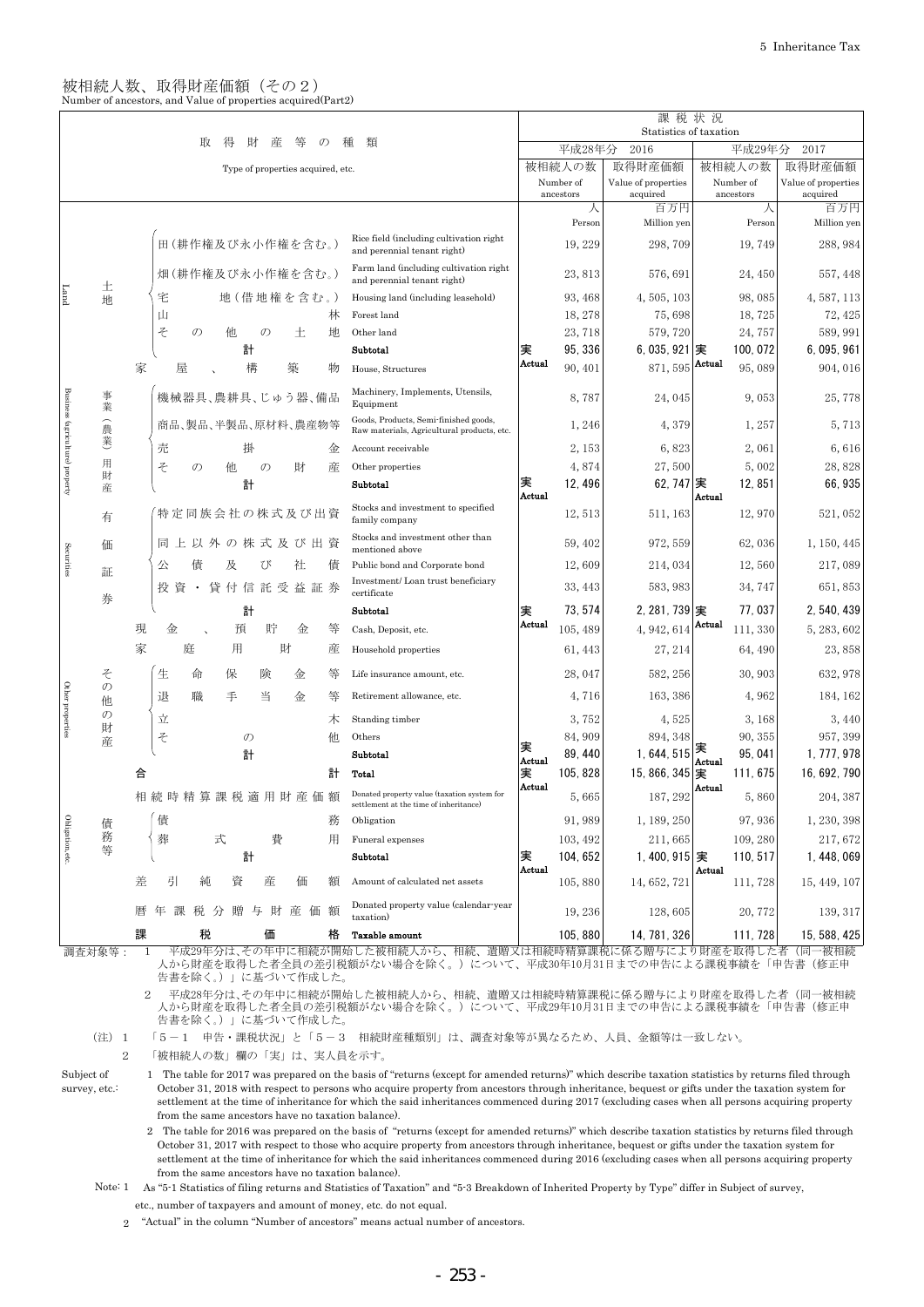## 被相続人数、取得財産価額（その２）
Number of ancestors, and Value of properties acquired(Part2)

| 取得財産等の種類 Type of properties acquired, etc. | | | | 平成28年分 2016 被相続人の数 Number of ancestors（人 Person） | 平成28年分 2016 取得財産価額 Value of properties acquired（百万円 Million yen） | 平成29年分 2017 被相続人の数 Number of ancestors（人 Person） | 平成29年分 2017 取得財産価額 Value of properties acquired（百万円 Million yen） |
|---|---|---|---|---|---|---|---|
| 土地 Land | 田（耕作権及び永小作権を含む。） | Rice field (including cultivation right and perennial tenant right) | | 19,229 | 298,709 | 19,749 | 288,984 |
| | 畑（耕作権及び永小作権を含む。） | Farm land (including cultivation right and perennial tenant right) | | 23,813 | 576,691 | 24,450 | 557,448 |
| | 宅地（借地権を含む。） | Housing land (including leasehold) | | 93,468 | 4,505,103 | 98,085 | 4,587,113 |
| | 山林 | Forest land | | 18,278 | 75,698 | 18,725 | 72,425 |
| | その他の土地 | Other land | | 23,718 | 579,720 | 24,757 | 589,991 |
| | 計 | Subtotal | 実 Actual | 95,336 | 6,035,921 | 実 Actual 100,072 | 6,095,961 |
| 家屋、構築物 | | House, Structures | 実 Actual | 90,401 | 871,595 | 実 Actual 95,089 | 904,016 |
| 事業（農業）用財産 Business (agricultural) property | 機械器具、農耕具、じゅう器、備品 | Machinery, Implements, Utensils, Equipment | | 8,787 | 24,045 | 9,053 | 25,778 |
| | 商品、製品、半製品、原材料、農産物等 | Goods, Products, Semi-finished goods, Raw materials, Agricultural products, etc. | | 1,246 | 4,379 | 1,257 | 5,713 |
| | 売掛金 | Account receivable | | 2,153 | 6,823 | 2,061 | 6,616 |
| | その他の財産 | Other properties | | 4,874 | 27,500 | 5,002 | 28,828 |
| | 計 | Subtotal | 実 Actual | 12,496 | 62,747 | 実 Actual 12,851 | 66,935 |
| 有価証券 Securities | 特定同族会社の株式及び出資 | Stocks and investment to specified family company | | 12,513 | 511,163 | 12,970 | 521,052 |
| | 同上以外の株式及び出資 | Stocks and investment other than mentioned above | | 59,402 | 972,559 | 62,036 | 1,150,445 |
| | 公債及び社債 | Public bond and Corporate bond | | 12,609 | 214,034 | 12,560 | 217,089 |
| | 投資・貸付信託受益証券 | Investment/ Loan trust beneficiary certificate | | 33,443 | 583,983 | 34,747 | 651,853 |
| | 計 | Subtotal | 実 Actual | 73,574 | 2,281,739 | 実 Actual 77,037 | 2,540,439 |
| 現金、預貯金等 | | Cash, Deposit, etc. | 実 Actual | 105,489 | 4,942,614 | 実 Actual 111,330 | 5,283,602 |
| 家庭用財産 | | Household properties | | 61,443 | 27,214 | 64,490 | 23,858 |
| その他の財産 Other properties | 生命保険金等 | Life insurance amount, etc. | | 28,047 | 582,256 | 30,903 | 632,978 |
| | 退職手当金等 | Retirement allowance, etc. | | 4,716 | 163,386 | 4,962 | 184,162 |
| | 立木 | Standing timber | | 3,752 | 4,525 | 3,168 | 3,440 |
| | その他 | Others | | 84,909 | 894,348 | 90,355 | 957,399 |
| | 計 | Subtotal | 実 Actual | 89,440 | 1,644,515 | 実 Actual 95,041 | 1,777,978 |
| 合計 | | Total | 実 Actual | 105,828 | 15,866,345 | 実 Actual 111,675 | 16,692,790 |
| 相続時精算課税適用財産価額 | | Donated property value (taxation system for settlement at the time of inheritance) | | 5,665 | 187,292 | 5,860 | 204,387 |
| 債務等 Obligation, etc. | 債務 | Obligation | | 91,989 | 1,189,250 | 97,936 | 1,230,398 |
| | 葬式費用 | Funeral expenses | | 103,492 | 211,665 | 109,280 | 217,672 |
| | 計 | Subtotal | 実 Actual | 104,652 | 1,400,915 | 実 Actual 110,517 | 1,448,069 |
| 差引純資産価額 | | Amount of calculated net assets | | 105,880 | 14,652,721 | 111,728 | 15,449,107 |
| 暦年課税分贈与財産価額 | | Donated property value (calendar-year taxation) | | 19,236 | 128,605 | 20,772 | 139,317 |
| 課税価格 | | Taxable amount | | 105,880 | 14,781,326 | 111,728 | 15,588,425 |

調査対象等： 1　平成29年分は、その年中に相続が開始した被相続人から、相続、遺贈又は相続時精算課税に係る贈与により財産を取得した者（同一被相続人から財産を取得した者全員の差引税額がない場合を除く。）について、平成30年10月31日までの申告による課税事績を「申告書（修正申告書を除く。）」に基づいて作成した。

2　平成28年分は、その年中に相続が開始した被相続人から、相続、遺贈又は相続時精算課税に係る贈与により財産を取得した者（同一被相続人から財産を取得した者全員の差引税額がない場合を除く。）について、平成29年10月31日までの申告による課税事績を「申告書（修正申告書を除く。）」に基づいて作成した。

（注）1　「5－1　申告・課税状況」と「5－3　相続財産種類別」は、調査対象等が異なるため、人員、金額等は一致しない。

2　「被相続人の数」欄の「実」は、実人員を示す。

Subject of survey, etc.: 1　The table for 2017 was prepared on the basis of "returns (except for amended returns)" which describe taxation statistics by returns filed through October 31, 2018 with respect to persons who acquire property from ancestors through inheritance, bequest or gifts under the taxation system for settlement at the time of inheritance for which the said inheritances commenced during 2017 (excluding cases when all persons acquiring property from the same ancestors have no taxation balance).

2　The table for 2016 was prepared on the basis of "returns (except for amended returns)" which describe taxation statistics by returns filed through October 31, 2017 with respect to those who acquire property from ancestors through inheritance, bequest or gifts under the taxation system for settlement at the time of inheritance for which the said inheritances commenced during 2016 (excluding cases when all persons acquiring property from the same ancestors have no taxation balance).

Note: 1　As "5-1 Statistics of filing returns and Statistics of Taxation" and "5-3 Breakdown of Inherited Property by Type" differ in Subject of survey, etc., number of taxpayers and amount of money, etc. do not equal.

2　"Actual" in the column "Number of ancestors" means actual number of ancestors.